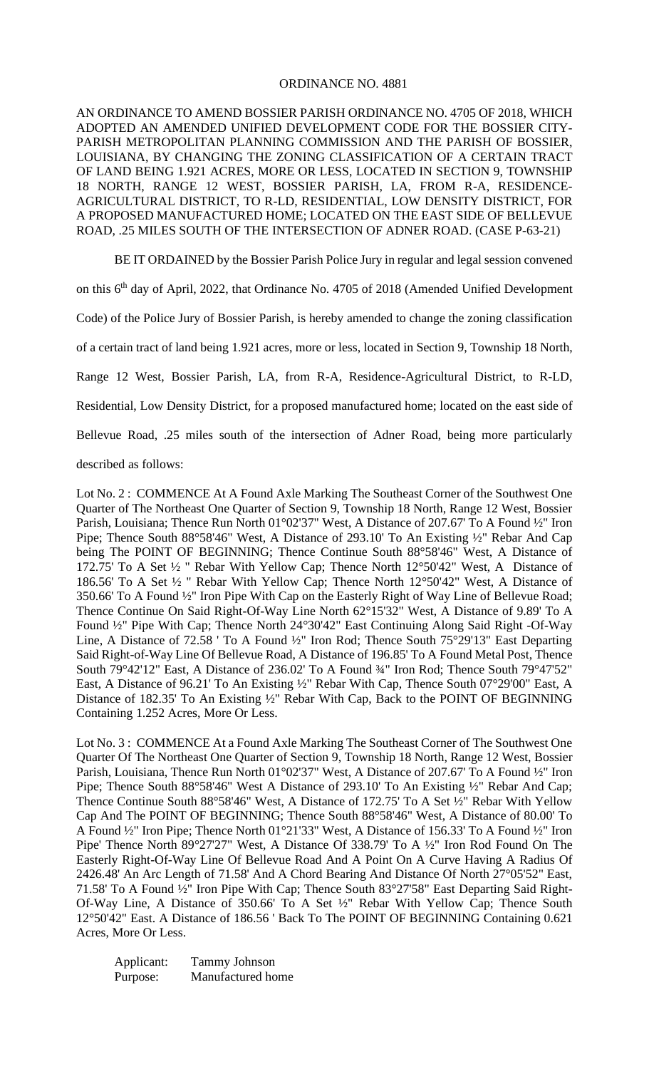# ORDINANCE NO. 4881

AN ORDINANCE TO AMEND BOSSIER PARISH ORDINANCE NO. 4705 OF 2018, WHICH ADOPTED AN AMENDED UNIFIED DEVELOPMENT CODE FOR THE BOSSIER CITY-PARISH METROPOLITAN PLANNING COMMISSION AND THE PARISH OF BOSSIER, LOUISIANA, BY CHANGING THE ZONING CLASSIFICATION OF A CERTAIN TRACT OF LAND BEING 1.921 ACRES, MORE OR LESS, LOCATED IN SECTION 9, TOWNSHIP 18 NORTH, RANGE 12 WEST, BOSSIER PARISH, LA, FROM R-A, RESIDENCE-AGRICULTURAL DISTRICT, TO R-LD, RESIDENTIAL, LOW DENSITY DISTRICT, FOR A PROPOSED MANUFACTURED HOME; LOCATED ON THE EAST SIDE OF BELLEVUE ROAD, .25 MILES SOUTH OF THE INTERSECTION OF ADNER ROAD. (CASE P-63-21)

BE IT ORDAINED by the Bossier Parish Police Jury in regular and legal session convened on this 6th day of April, 2022, that Ordinance No. 4705 of 2018 (Amended Unified Development Code) of the Police Jury of Bossier Parish, is hereby amended to change the zoning classification of a certain tract of land being 1.921 acres, more or less, located in Section 9, Township 18 North, Range 12 West, Bossier Parish, LA, from R-A, Residence-Agricultural District, to R-LD, Residential, Low Density District, for a proposed manufactured home; located on the east side of Bellevue Road, .25 miles south of the intersection of Adner Road, being more particularly described as follows:

Lot No. 2 : COMMENCE At A Found Axle Marking The Southeast Corner of the Southwest One Quarter of The Northeast One Quarter of Section 9, Township 18 North, Range 12 West, Bossier Parish, Louisiana; Thence Run North 01°02'37" West, A Distance of 207.67' To A Found ½" Iron Pipe; Thence South 88°58'46" West, A Distance of 293.10' To An Existing ½" Rebar And Cap being The POINT OF BEGINNING; Thence Continue South 88°58'46" West, A Distance of 172.75' To A Set ½ " Rebar With Yellow Cap; Thence North 12°50'42" West, A Distance of 186.56' To A Set ½ " Rebar With Yellow Cap; Thence North 12°50'42" West, A Distance of 350.66' To A Found ½" Iron Pipe With Cap on the Easterly Right of Way Line of Bellevue Road; Thence Continue On Said Right-Of-Way Line North 62°15'32" West, A Distance of 9.89' To A Found ½" Pipe With Cap; Thence North 24°30'42" East Continuing Along Said Right -Of-Way Line, A Distance of 72.58 ' To A Found ½" Iron Rod; Thence South 75°29'13" East Departing Said Right-of-Way Line Of Bellevue Road, A Distance of 196.85' To A Found Metal Post, Thence South 79°42'12" East, A Distance of 236.02' To A Found ¾" Iron Rod; Thence South 79°47'52" East, A Distance of 96.21' To An Existing ½" Rebar With Cap, Thence South 07°29'00" East, A Distance of 182.35' To An Existing ½" Rebar With Cap, Back to the POINT OF BEGINNING Containing 1.252 Acres, More Or Less.

Lot No. 3 : COMMENCE At a Found Axle Marking The Southeast Corner of The Southwest One Quarter Of The Northeast One Quarter of Section 9, Township 18 North, Range 12 West, Bossier Parish, Louisiana, Thence Run North 01°02'37" West, A Distance of 207.67' To A Found ½" Iron Pipe; Thence South 88°58'46" West A Distance of 293.10' To An Existing ½" Rebar And Cap; Thence Continue South 88°58'46" West, A Distance of 172.75' To A Set ½" Rebar With Yellow Cap And The POINT OF BEGINNING; Thence South 88°58'46" West, A Distance of 80.00' To A Found ½" Iron Pipe; Thence North 01°21'33" West, A Distance of 156.33' To A Found ½" Iron Pipe' Thence North 89°27'27" West, A Distance Of 338.79' To A ½" Iron Rod Found On The Easterly Right-Of-Way Line Of Bellevue Road And A Point On A Curve Having A Radius Of 2426.48' An Arc Length of 71.58' And A Chord Bearing And Distance Of North 27°05'52" East, 71.58' To A Found ½" Iron Pipe With Cap; Thence South 83°27'58" East Departing Said Right-Of-Way Line, A Distance of 350.66' To A Set ½" Rebar With Yellow Cap; Thence South 12°50'42" East. A Distance of 186.56 ' Back To The POINT OF BEGINNING Containing 0.621 Acres, More Or Less.

Applicant: Tammy Johnson
Purpose: Manufactured home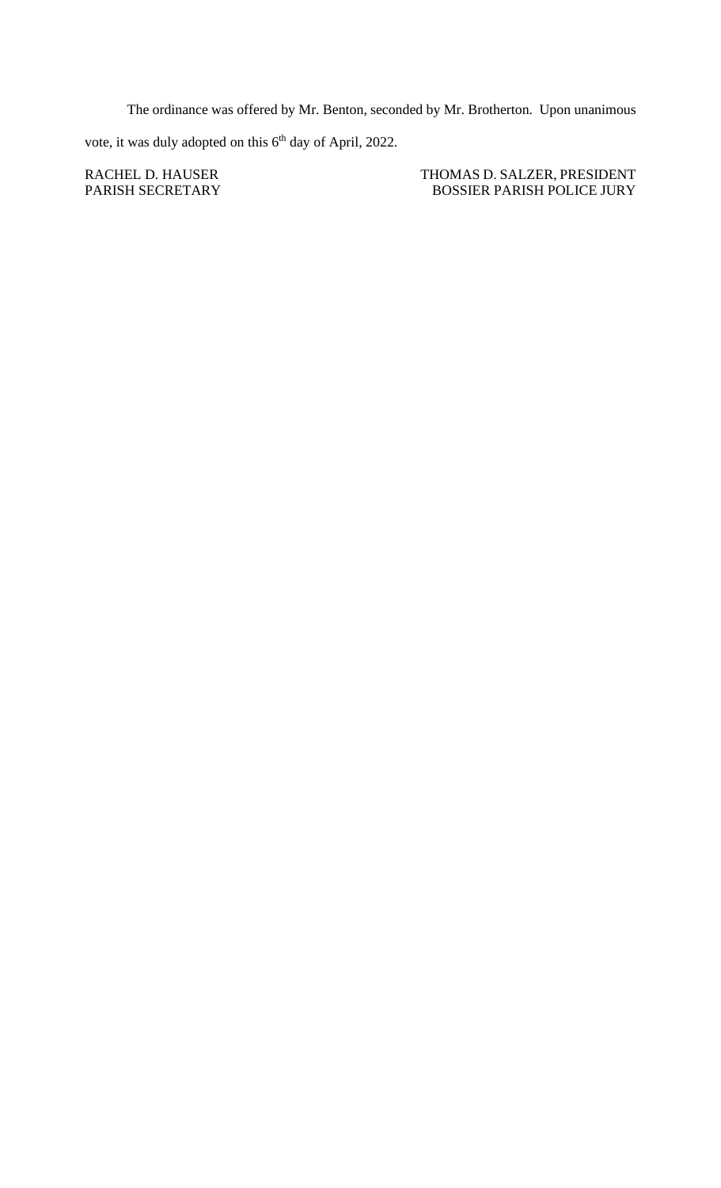The ordinance was offered by Mr. Benton, seconded by Mr. Brotherton. Upon unanimous vote, it was duly adopted on this 6th day of April, 2022.

RACHEL D. HAUSER
PARISH SECRETARY

THOMAS D. SALZER, PRESIDENT
BOSSIER PARISH POLICE JURY